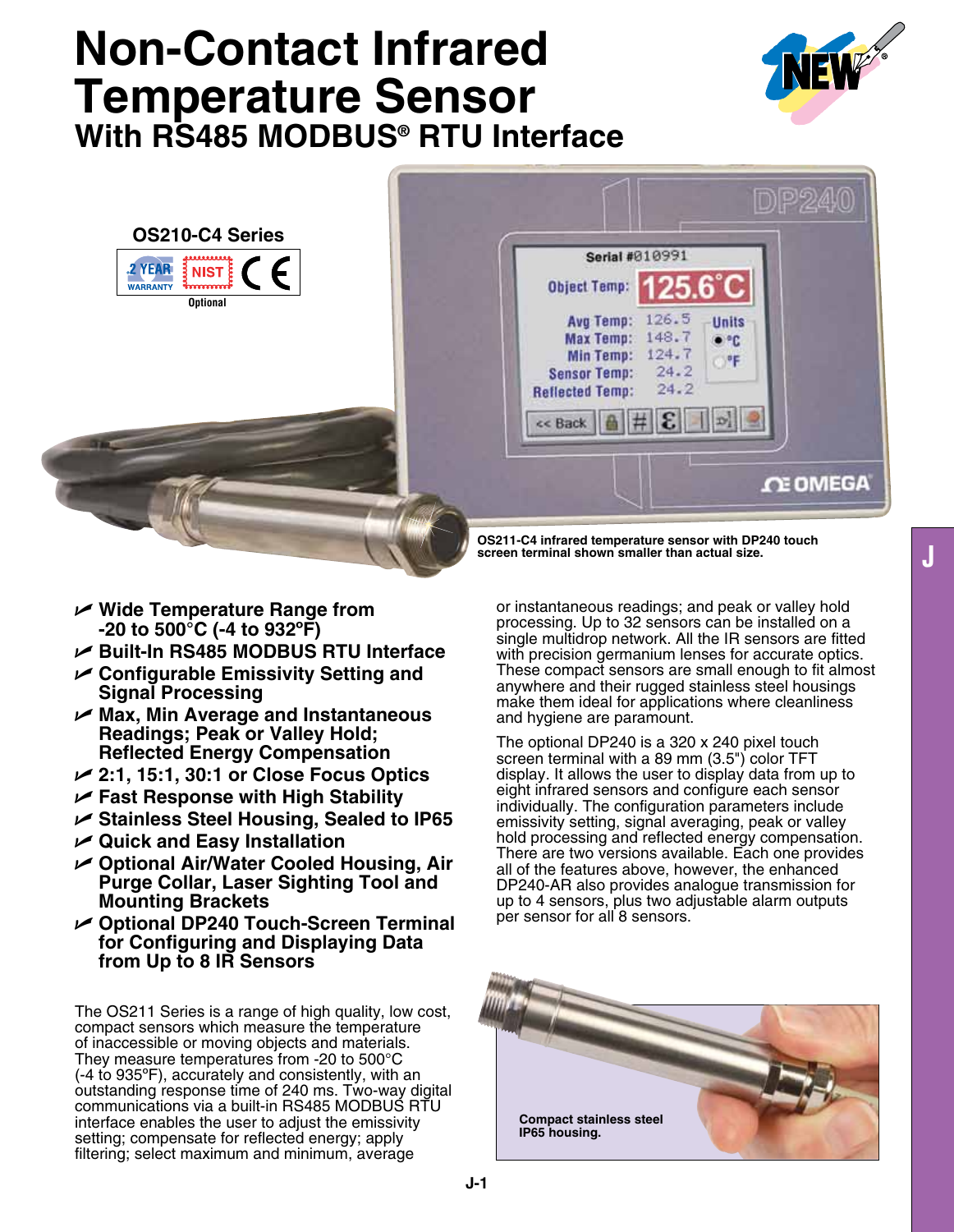# Non-Contact Infrared Temperature Sensor

## With RS485 MODBUS® RTU Interface

**OS210-C4 Series**

2 YEAR WARRANTY | NIST Optional | CE

OS211-C4 infrared temperature sensor with DP240 touch screen terminal shown smaller than actual size.

- **Wide Temperature Range from -20 to 500°C (-4 to 932°F)**
- **Built-In RS485 MODBUS RTU Interface**
- **Configurable Emissivity Setting and Signal Processing**
- **Max, Min Average and Instantaneous Readings; Peak or Valley Hold; Reflected Energy Compensation**
- **2:1, 15:1, 30:1 or Close Focus Optics**
- **Fast Response with High Stability**
- **Stainless Steel Housing, Sealed to IP65**
- **Quick and Easy Installation**
- **Optional Air/Water Cooled Housing, Air Purge Collar, Laser Sighting Tool and Mounting Brackets**
- **Optional DP240 Touch-Screen Terminal for Configuring and Displaying Data from Up to 8 IR Sensors**

The OS211 Series is a range of high quality, low cost, compact sensors which measure the temperature of inaccessible or moving objects and materials. They measure temperatures from -20 to 500°C (-4 to 935°F), accurately and consistently, with an outstanding response time of 240 ms. Two-way digital communications via a built-in RS485 MODBUS RTU interface enables the user to adjust the emissivity setting; compensate for reflected energy; apply filtering; select maximum and minimum, average or instantaneous readings; and peak or valley hold processing. Up to 32 sensors can be installed on a single multidrop network. All the IR sensors are fitted with precision germanium lenses for accurate optics. These compact sensors are small enough to fit almost anywhere and their rugged stainless steel housings make them ideal for applications where cleanliness and hygiene are paramount.

The optional DP240 is a 320 x 240 pixel touch screen terminal with a 89 mm (3.5") color TFT display. It allows the user to display data from up to eight infrared sensors and configure each sensor individually. The configuration parameters include emissivity setting, signal averaging, peak or valley hold processing and reflected energy compensation. There are two versions available. Each one provides all of the features above, however, the enhanced DP240-AR also provides analogue transmission for up to 4 sensors, plus two adjustable alarm outputs per sensor for all 8 sensors.

Compact stainless steel IP65 housing.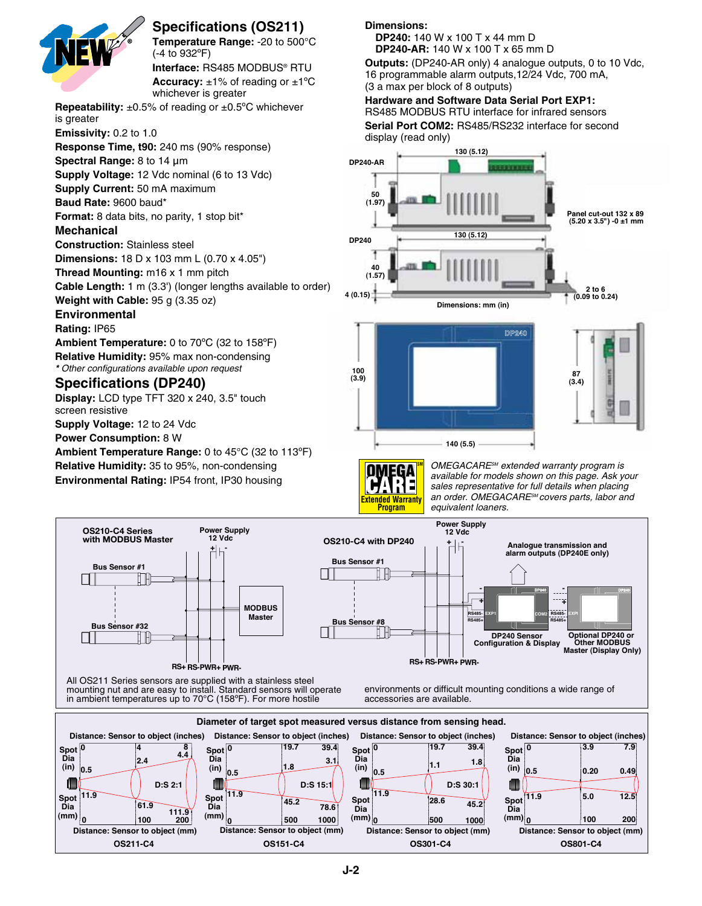## Specifications (OS211)

**Temperature Range:** -20 to 500°C (-4 to 932°F)

**Interface:** RS485 MODBUS® RTU

**Accuracy:** ±1% of reading or ±1°C whichever is greater

**Repeatability:** ±0.5% of reading or ±0.5°C whichever is greater

**Emissivity:** 0.2 to 1.0

**Response Time, t90:** 240 ms (90% response)

**Spectral Range:** 8 to 14 µm

**Supply Voltage:** 12 Vdc nominal (6 to 13 Vdc)

**Supply Current:** 50 mA maximum

**Baud Rate:** 9600 baud*

**Format:** 8 data bits, no parity, 1 stop bit*

### Mechanical

**Construction:** Stainless steel

**Dimensions:** 18 D x 103 mm L (0.70 x 4.05")

**Thread Mounting:** m16 x 1 mm pitch

**Cable Length:** 1 m (3.3') (longer lengths available to order)

**Weight with Cable:** 95 g (3.35 oz)

### Environmental

**Rating:** IP65

**Ambient Temperature:** 0 to 70°C (32 to 158°F)

**Relative Humidity:** 95% max non-condensing

*\* Other configurations available upon request*

## Specifications (DP240)

**Display:** LCD type TFT 320 x 240, 3.5" touch screen resistive

**Supply Voltage:** 12 to 24 Vdc

**Power Consumption:** 8 W

**Ambient Temperature Range:** 0 to 45°C (32 to 113°F)

**Relative Humidity:** 35 to 95%, non-condensing

**Environmental Rating:** IP54 front, IP30 housing

**Dimensions:**
- **DP240:** 140 W x 100 T x 44 mm D
- **DP240-AR:** 140 W x 100 T x 65 mm D

**Outputs:** (DP240-AR only) 4 analogue outputs, 0 to 10 Vdc, 16 programmable alarm outputs,12/24 Vdc, 700 mA, (3 a max per block of 8 outputs)

**Hardware and Software Data Serial Port EXP1:** RS485 MODBUS RTU interface for infrared sensors

**Serial Port COM2:** RS485/RS232 interface for second display (read only)

DP240-AR: 130 (5.12); 50 (1.97); Panel cut-out 132 x 89 (5.20 x 3.5") -0 ±1 mm

DP240: 130 (5.12); 40 (1.57); 4 (0.15); 2 to 6 (0.09 to 0.24)

Dimensions: mm (in)

100 (3.9); 140 (5.5); 87 (3.4)

*OMEGACARE℠ extended warranty program is available for models shown on this page. Ask your sales representative for full details when placing an order. OMEGACARE℠ covers parts, labor and equivalent loaners.*

OS210-C4 Series with MODBUS Master: Power Supply 12 Vdc; Bus Sensor #1; Bus Sensor #32; MODBUS Master; RS+ RS- PWR+ PWR-

OS210-C4 with DP240: Power Supply 12 Vdc; Bus Sensor #1; Bus Sensor #8; Analogue transmission and alarm outputs (DP240E only); DP240 Sensor Configuration & Display; Optional DP240 or Other MODBUS Master (Display Only); RS+ RS- PWR+ PWR-

All OS211 Series sensors are supplied with a stainless steel mounting nut and are easy to install. Standard sensors will operate in ambient temperatures up to 70°C (158°F). For more hostile environments or difficult mounting conditions a wide range of accessories are available.

### Diameter of target spot measured versus distance from sensing head.

| Model | D:S | Distance (in) | Spot Dia (in) | Distance (mm) | Spot Dia (mm) |
|---|---|---|---|---|---|
| OS211-C4 | 2:1 | 0 / 4 / 8 | 0.5 / 2.4 / 4.4 | 0 / 100 / 200 | 11.9 / 61.9 / 111.9 |
| OS151-C4 | 15:1 | 0 / 19.7 / 39.4 | 0.5 / 1.8 / 3.1 | 0 / 500 / 1000 | 11.9 / 45.2 / 78.6 |
| OS301-C4 | 30:1 | 0 / 19.7 / 39.4 | 0.5 / 1.1 / 1.8 | 0 / 500 / 1000 | 11.9 / 28.6 / 45.2 |
| OS801-C4 | | 0 / 3.9 / 7.9 | 0.5 / 0.20 / 0.49 | 0 / 100 / 200 | 11.9 / 5.0 / 12.5 |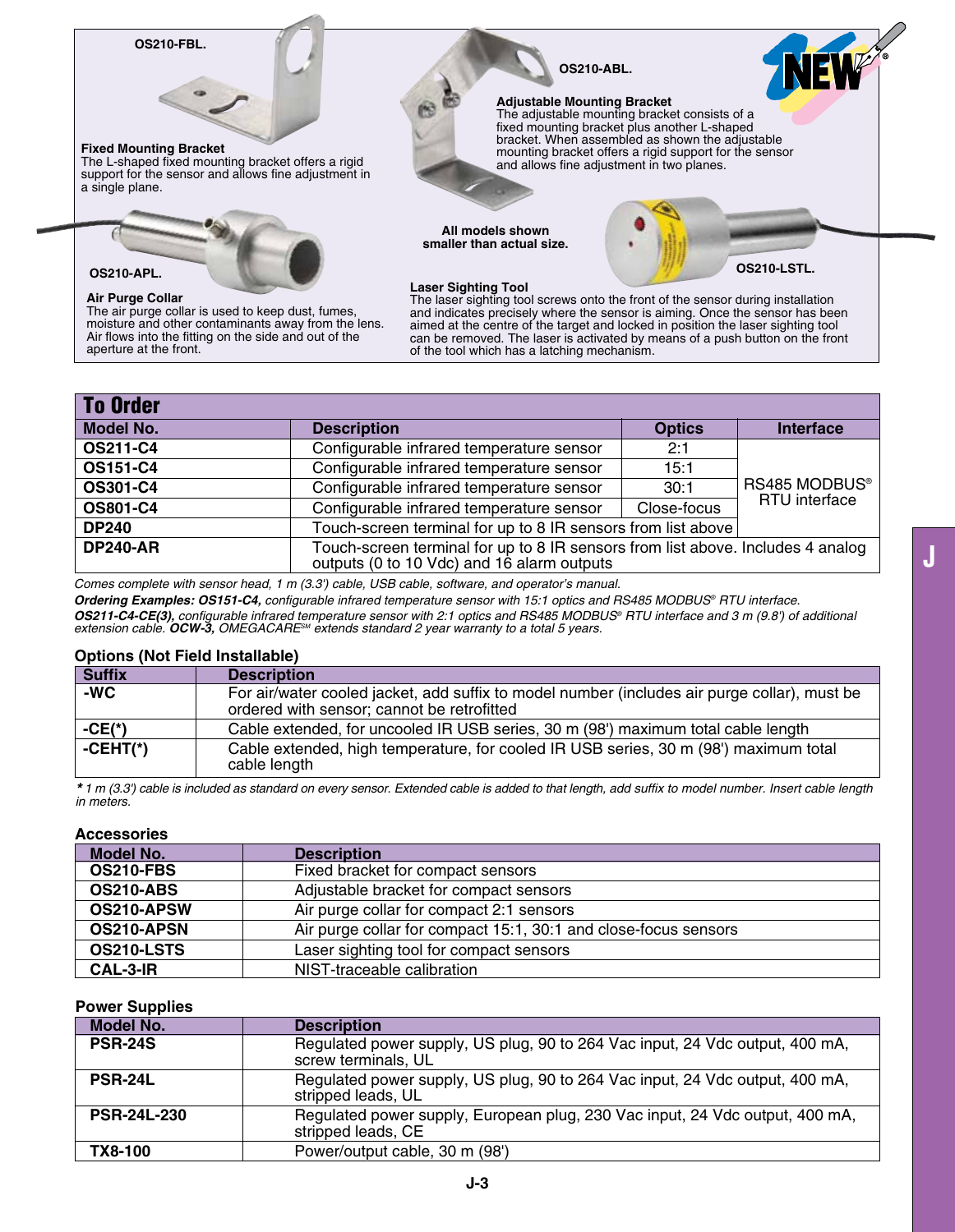OS210-FBL.

**Fixed Mounting Bracket**
The L-shaped fixed mounting bracket offers a rigid support for the sensor and allows fine adjustment in a single plane.

OS210-ABL.

**Adjustable Mounting Bracket**
The adjustable mounting bracket consists of a fixed mounting bracket plus another L-shaped bracket. When assembled as shown the adjustable mounting bracket offers a rigid support for the sensor and allows fine adjustment in two planes.

NEW®

OS210-APL.

**Air Purge Collar**
The air purge collar is used to keep dust, fumes, moisture and other contaminants away from the lens. Air flows into the fitting on the side and out of the aperture at the front.

**All models shown smaller than actual size.**

OS210-LSTL.

**Laser Sighting Tool**
The laser sighting tool screws onto the front of the sensor during installation and indicates precisely where the sensor is aiming. Once the sensor has been aimed at the centre of the target and locked in position the laser sighting tool can be removed. The laser is activated by means of a push button on the front of the tool which has a latching mechanism.

## To Order

| Model No. | Description | Optics | Interface |
|---|---|---|---|
| **OS211-C4** | Configurable infrared temperature sensor | 2:1 | RS485 MODBUS® RTU interface |
| **OS151-C4** | Configurable infrared temperature sensor | 15:1 | |
| **OS301-C4** | Configurable infrared temperature sensor | 30:1 | |
| **OS801-C4** | Configurable infrared temperature sensor | Close-focus | |
| **DP240** | Touch-screen terminal for up to 8 IR sensors from list above | | |
| **DP240-AR** | Touch-screen terminal for up to 8 IR sensors from list above. Includes 4 analog outputs (0 to 10 Vdc) and 16 alarm outputs | | |

*Comes complete with sensor head, 1 m (3.3') cable, USB cable, software, and operator's manual.*
***Ordering Examples: OS151-C4,*** *configurable infrared temperature sensor with 15:1 optics and RS485 MODBUS® RTU interface.*
***OS211-C4-CE(3),*** *configurable infrared temperature sensor with 2:1 optics and RS485 MODBUS® RTU interface and 3 m (9.8') of additional extension cable.* ***OCW-3,*** *OMEGACARE℠ extends standard 2 year warranty to a total 5 years.*

### Options (Not Field Installable)

| Suffix | Description |
|---|---|
| **-WC** | For air/water cooled jacket, add suffix to model number (includes air purge collar), must be ordered with sensor; cannot be retrofitted |
| **-CE(*)** | Cable extended, for uncooled IR USB series, 30 m (98') maximum total cable length |
| **-CEHT(*)** | Cable extended, high temperature, for cooled IR USB series, 30 m (98') maximum total cable length |

***** *1 m (3.3') cable is included as standard on every sensor. Extended cable is added to that length, add suffix to model number. Insert cable length in meters.*

### Accessories

| Model No. | Description |
|---|---|
| **OS210-FBS** | Fixed bracket for compact sensors |
| **OS210-ABS** | Adjustable bracket for compact sensors |
| **OS210-APSW** | Air purge collar for compact 2:1 sensors |
| **OS210-APSN** | Air purge collar for compact 15:1, 30:1 and close-focus sensors |
| **OS210-LSTS** | Laser sighting tool for compact sensors |
| **CAL-3-IR** | NIST-traceable calibration |

### Power Supplies

| Model No. | Description |
|---|---|
| **PSR-24S** | Regulated power supply, US plug, 90 to 264 Vac input, 24 Vdc output, 400 mA, screw terminals, UL |
| **PSR-24L** | Regulated power supply, US plug, 90 to 264 Vac input, 24 Vdc output, 400 mA, stripped leads, UL |
| **PSR-24L-230** | Regulated power supply, European plug, 230 Vac input, 24 Vdc output, 400 mA, stripped leads, CE |
| **TX8-100** | Power/output cable, 30 m (98') |